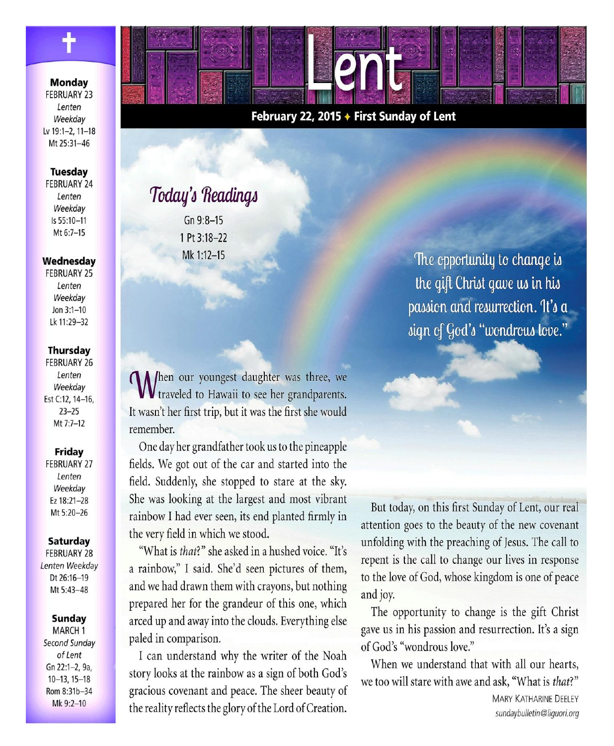# Lent

**February 22, 2015 ✦ First Sunday of Lent**

**Monday**
FEBRUARY 23
*Lenten Weekday*
Lv 19:1–2, 11–18
Mt 25:31–46

**Tuesday**
FEBRUARY 24
*Lenten Weekday*
Is 55:10–11
Mt 6:7–15

**Wednesday**
FEBRUARY 25
*Lenten Weekday*
Jon 3:1–10
Lk 11:29–32

**Thursday**
FEBRUARY 26
*Lenten Weekday*
Est C:12, 14–16, 23–25
Mt 7:7–12

**Friday**
FEBRUARY 27
*Lenten Weekday*
Ez 18:21–28
Mt 5:20–26

**Saturday**
FEBRUARY 28
*Lenten Weekday*
Dt 26:16–19
Mt 5:43–48

**Sunday**
MARCH 1
*Second Sunday of Lent*
Gn 22:1–2, 9a, 10–13, 15–18
Rom 8:31b–34
Mk 9:2–10

## Today's Readings

Gn 9:8–15
1 Pt 3:18–22
Mk 1:12–15

*The opportunity to change is the gift Christ gave us in his passion and resurrection. It's a sign of God's "wondrous love."*

When our youngest daughter was three, we traveled to Hawaii to see her grandparents. It wasn't her first trip, but it was the first she would remember.

One day her grandfather took us to the pineapple fields. We got out of the car and started into the field. Suddenly, she stopped to stare at the sky. She was looking at the largest and most vibrant rainbow I had ever seen, its end planted firmly in the very field in which we stood.

"What is *that*?" she asked in a hushed voice. "It's a rainbow," I said. She'd seen pictures of them, and we had drawn them with crayons, but nothing prepared her for the grandeur of this one, which arced up and away into the clouds. Everything else paled in comparison.

I can understand why the writer of the Noah story looks at the rainbow as a sign of both God's gracious covenant and peace. The sheer beauty of the reality reflects the glory of the Lord of Creation.

But today, on this first Sunday of Lent, our real attention goes to the beauty of the new covenant unfolding with the preaching of Jesus. The call to repent is the call to change our lives in response to the love of God, whose kingdom is one of peace and joy.

The opportunity to change is the gift Christ gave us in his passion and resurrection. It's a sign of God's "wondrous love."

When we understand that with all our hearts, we too will stare with awe and ask, "What is *that*?"

MARY KATHARINE DEELEY
*sundaybulletin@liguori.org*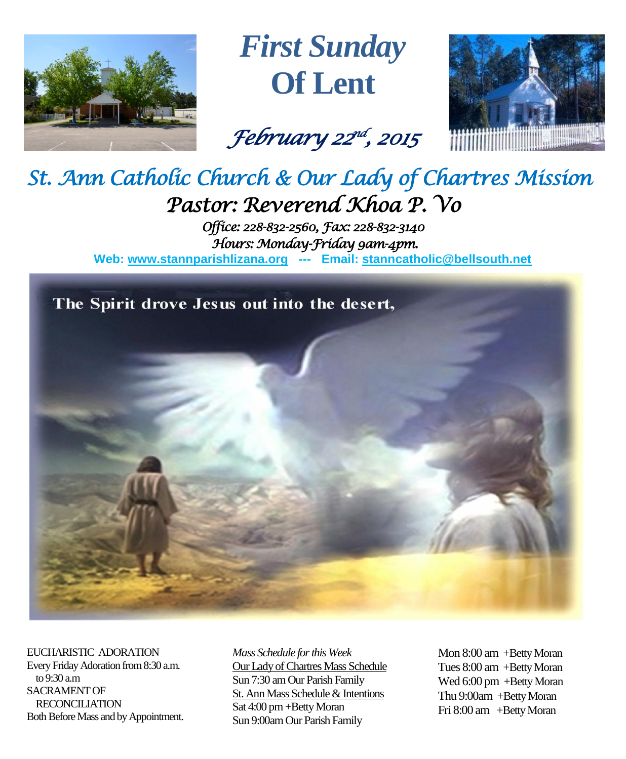# First Sunday Of Lent

*February 22nd, 2015*

## St. Ann Catholic Church & Our Lady of Chartres Mission

### Pastor: Reverend Khoa P. Vo

*Office: 228-832-2560, Fax: 228-832-3140*
*Hours: Monday-Friday 9am-4pm.*

**Web: www.stannparishlizana.org --- Email: stanncatholic@bellsouth.net**

The Spirit drove Jesus out into the desert,

EUCHARISTIC ADORATION
Every Friday Adoration from 8:30 a.m. to 9:30 a.m

SACRAMENT OF RECONCILIATION
Both Before Mass and by Appointment.

*Mass Schedule for this Week*

Our Lady of Chartres Mass Schedule
Sun 7:30 am Our Parish Family

St. Ann Mass Schedule & Intentions
Sat 4:00 pm +Betty Moran
Sun 9:00am Our Parish Family

Mon 8:00 am +Betty Moran
Tues 8:00 am +Betty Moran
Wed 6:00 pm +Betty Moran
Thu 9:00am +Betty Moran
Fri 8:00 am +Betty Moran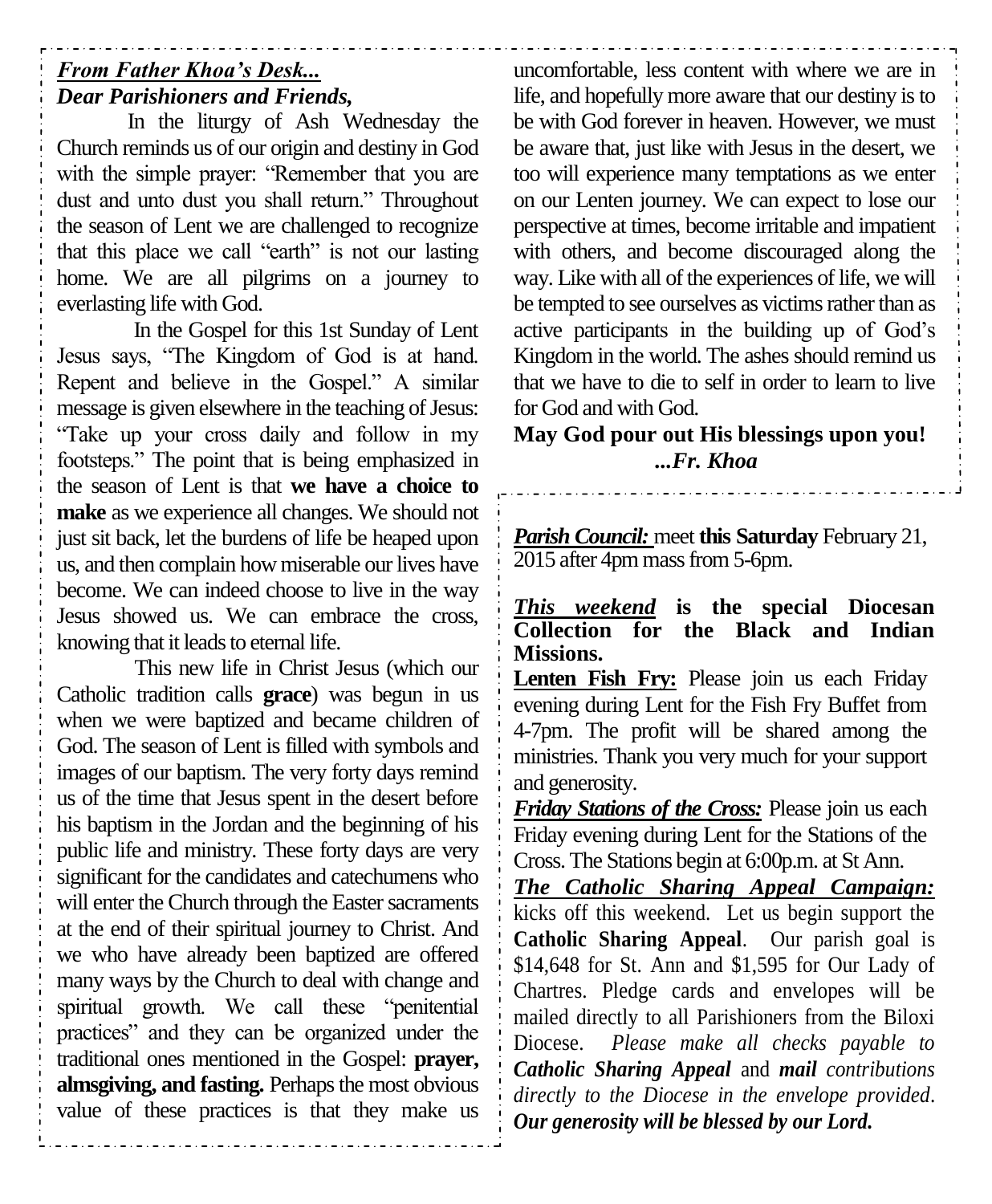***From Father Khoa's Desk...***

***Dear Parishioners and Friends,***

In the liturgy of Ash Wednesday the Church reminds us of our origin and destiny in God with the simple prayer: "Remember that you are dust and unto dust you shall return." Throughout the season of Lent we are challenged to recognize that this place we call "earth" is not our lasting home. We are all pilgrims on a journey to everlasting life with God.

In the Gospel for this 1st Sunday of Lent Jesus says, "The Kingdom of God is at hand. Repent and believe in the Gospel." A similar message is given elsewhere in the teaching of Jesus: "Take up your cross daily and follow in my footsteps." The point that is being emphasized in the season of Lent is that **we have a choice to make** as we experience all changes. We should not just sit back, let the burdens of life be heaped upon us, and then complain how miserable our lives have become. We can indeed choose to live in the way Jesus showed us. We can embrace the cross, knowing that it leads to eternal life.

This new life in Christ Jesus (which our Catholic tradition calls **grace**) was begun in us when we were baptized and became children of God. The season of Lent is filled with symbols and images of our baptism. The very forty days remind us of the time that Jesus spent in the desert before his baptism in the Jordan and the beginning of his public life and ministry. These forty days are very significant for the candidates and catechumens who will enter the Church through the Easter sacraments at the end of their spiritual journey to Christ. And we who have already been baptized are offered many ways by the Church to deal with change and spiritual growth. We call these "penitential practices" and they can be organized under the traditional ones mentioned in the Gospel: **prayer, almsgiving, and fasting.** Perhaps the most obvious value of these practices is that they make us uncomfortable, less content with where we are in life, and hopefully more aware that our destiny is to be with God forever in heaven. However, we must be aware that, just like with Jesus in the desert, we too will experience many temptations as we enter on our Lenten journey. We can expect to lose our perspective at times, become irritable and impatient with others, and become discouraged along the way. Like with all of the experiences of life, we will be tempted to see ourselves as victims rather than as active participants in the building up of God's Kingdom in the world. The ashes should remind us that we have to die to self in order to learn to live for God and with God.

**May God pour out His blessings upon you!**

***...Fr. Khoa***

***Parish Council:*** meet **this Saturday** February 21, 2015 after 4pm mass from 5-6pm.

***This weekend*** **is the special Diocesan Collection for the Black and Indian Missions.**

**Lenten Fish Fry:** Please join us each Friday evening during Lent for the Fish Fry Buffet from 4-7pm. The profit will be shared among the ministries. Thank you very much for your support and generosity.

***Friday Stations of the Cross:*** Please join us each Friday evening during Lent for the Stations of the Cross. The Stations begin at 6:00p.m. at St Ann.

***The Catholic Sharing Appeal Campaign:*** kicks off this weekend. Let us begin support the **Catholic Sharing Appeal**. Our parish goal is $14,648 for St. Ann and $1,595 for Our Lady of Chartres. Pledge cards and envelopes will be mailed directly to all Parishioners from the Biloxi Diocese. *Please make all checks payable to* ***Catholic Sharing Appeal*** and ***mail*** *contributions directly to the Diocese in the envelope provided.* ***Our generosity will be blessed by our Lord.***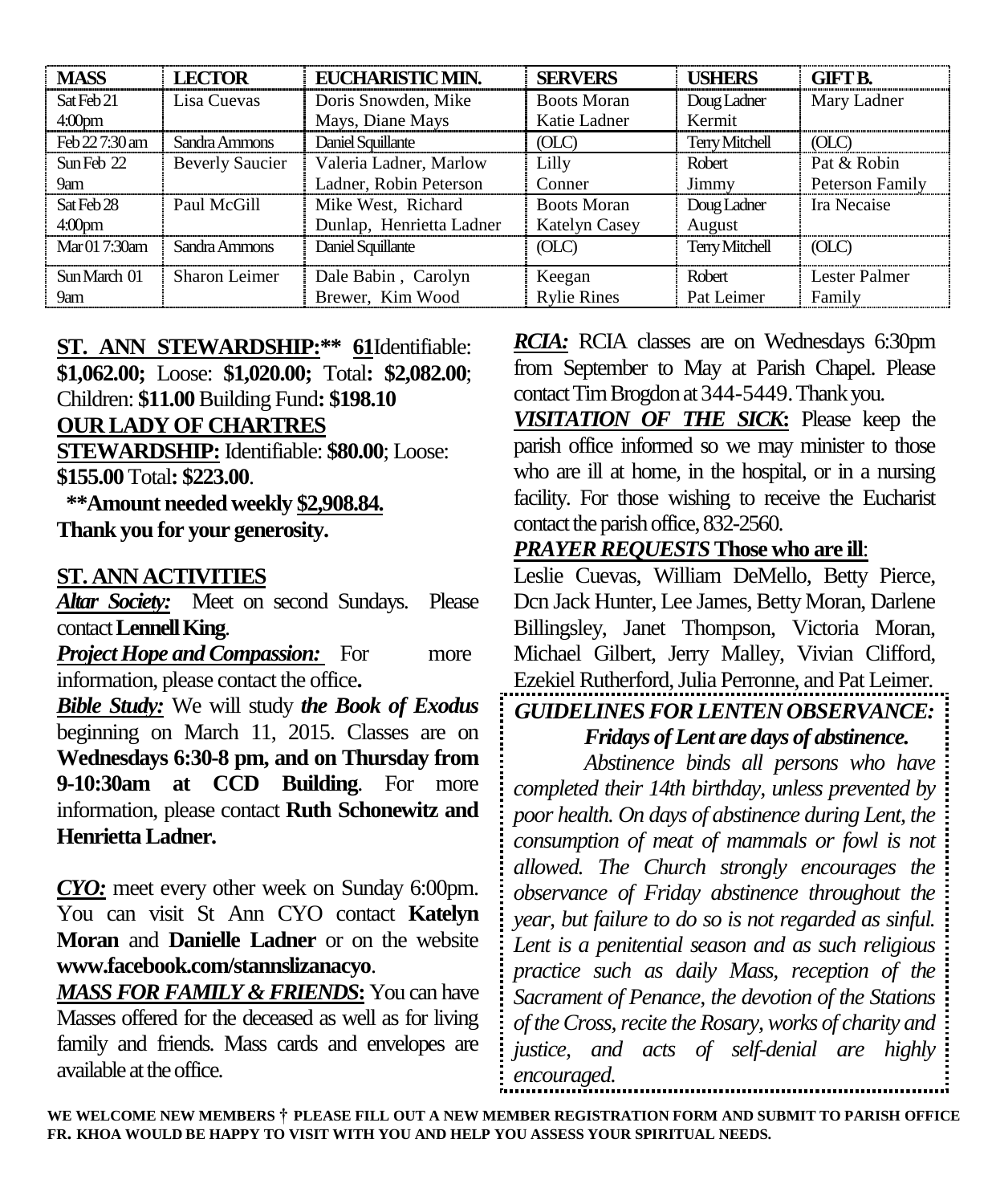| MASS | LECTOR | EUCHARISTIC MIN. | SERVERS | USHERS | GIFT B. |
|---|---|---|---|---|---|
| Sat Feb 21 4:00pm | Lisa Cuevas | Doris Snowden, Mike Mays, Diane Mays | Boots Moran Katie Ladner | Doug Ladner Kermit | Mary Ladner |
| Feb 22 7:30 am | Sandra Ammons | Daniel Squillante | (OLC) | Terry Mitchell | (OLC) |
| Sun Feb 22 9am | Beverly Saucier | Valeria Ladner, Marlow Ladner, Robin Peterson | Lilly Conner | Robert Jimmy | Pat & Robin Peterson Family |
| Sat Feb 28 4:00pm | Paul McGill | Mike West, Richard Dunlap, Henrietta Ladner | Boots Moran Katelyn Casey | Doug Ladner August | Ira Necaise |
| Mar 01 7:30am | Sandra Ammons | Daniel Squillante | (OLC) | Terry Mitchell | (OLC) |
| Sun March 01 9am | Sharon Leimer | Dale Babin , Carolyn Brewer, Kim Wood | Keegan Rylie Rines | Robert Pat Leimer | Lester Palmer Family |

**ST. ANN STEWARDSHIP:\*\* 61**Identifiable: **$1,062.00;** Loose: **$1,020.00;** Total**: $2,082.00**; Children: **$11.00** Building Fund**: $198.10**

**OUR LADY OF CHARTRES STEWARDSHIP:** Identifiable: **$80.00**; Loose: **$155.00** Total**: $223.00**.

**\*\*Amount needed weekly $2,908.84.**

**Thank you for your generosity.**

**ST. ANN ACTIVITIES**

***Altar Society:*** Meet on second Sundays. Please contact **Lennell King**.

***Project Hope and Compassion:*** For more information, please contact the office**.**

***Bible Study:*** We will study ***the Book of Exodus*** beginning on March 11, 2015. Classes are on **Wednesdays 6:30-8 pm, and on Thursday from 9-10:30am at CCD Building**. For more information, please contact **Ruth Schonewitz and Henrietta Ladner.**

***CYO:*** meet every other week on Sunday 6:00pm. You can visit St Ann CYO contact **Katelyn Moran** and **Danielle Ladner** or on the website **www.facebook.com/stannslizanacyo**.

***MASS FOR FAMILY & FRIENDS*****:** You can have Masses offered for the deceased as well as for living family and friends. Mass cards and envelopes are available at the office.

***RCIA:*** RCIA classes are on Wednesdays 6:30pm from September to May at Parish Chapel. Please contact Tim Brogdon at 344-5449. Thank you.

***VISITATION OF THE SICK*****:** Please keep the parish office informed so we may minister to those who are ill at home, in the hospital, or in a nursing facility. For those wishing to receive the Eucharist contact the parish office, 832-2560.

***PRAYER REQUESTS*** **Those who are ill**:

Leslie Cuevas, William DeMello, Betty Pierce, Dcn Jack Hunter, Lee James, Betty Moran, Darlene Billingsley, Janet Thompson, Victoria Moran, Michael Gilbert, Jerry Malley, Vivian Clifford, Ezekiel Rutherford, Julia Perronne, and Pat Leimer.

***GUIDELINES FOR LENTEN OBSERVANCE:***

***Fridays of Lent are days of abstinence.***

*Abstinence binds all persons who have completed their 14th birthday, unless prevented by poor health. On days of abstinence during Lent, the consumption of meat of mammals or fowl is not allowed. The Church strongly encourages the observance of Friday abstinence throughout the year, but failure to do so is not regarded as sinful. Lent is a penitential season and as such religious practice such as daily Mass, reception of the Sacrament of Penance, the devotion of the Stations of the Cross, recite the Rosary, works of charity and justice, and acts of self-denial are highly encouraged.*

**WE WELCOME NEW MEMBERS † PLEASE FILL OUT A NEW MEMBER REGISTRATION FORM AND SUBMIT TO PARISH OFFICE FR. KHOA WOULD BE HAPPY TO VISIT WITH YOU AND HELP YOU ASSESS YOUR SPIRITUAL NEEDS.**